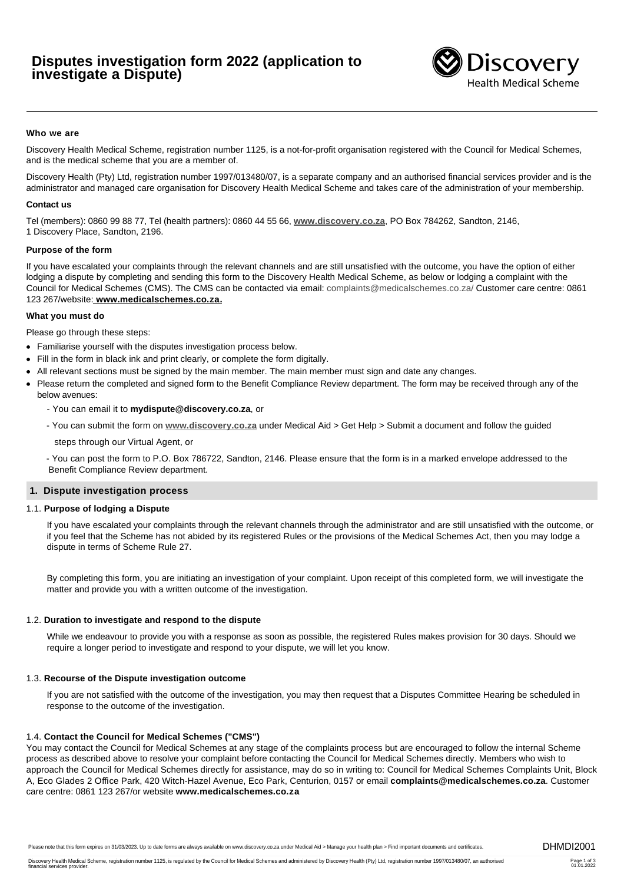# Disputes investigation form 2022 (application to investigate a Dispute)

Discovery Health Medical Scheme

**Who we are**

Discovery Health Medical Scheme, registration number 1125, is a not-for-profit organisation registered with the Council for Medical Schemes, and is the medical scheme that you are a member of.

Discovery Health (Pty) Ltd, registration number 1997/013480/07, is a separate company and an authorised financial services provider and is the administrator and managed care organisation for Discovery Health Medical Scheme and takes care of the administration of your membership.

**Contact us**

Tel (members): 0860 99 88 77, Tel (health partners): 0860 44 55 66, **www.discovery.co.za**, PO Box 784262, Sandton, 2146, 1 Discovery Place, Sandton, 2196.

**Purpose of the form**

If you have escalated your complaints through the relevant channels and are still unsatisfied with the outcome, you have the option of either lodging a dispute by completing and sending this form to the Discovery Health Medical Scheme, as below or lodging a complaint with the Council for Medical Schemes (CMS). The CMS can be contacted via email: complaints@medicalschemes.co.za/ Customer care centre: 0861 123 267/website: **www.medicalschemes.co.za.**

**What you must do**

Please go through these steps:

- Familiarise yourself with the disputes investigation process below.
- Fill in the form in black ink and print clearly, or complete the form digitally.
- All relevant sections must be signed by the main member. The main member must sign and date any changes.
- Please return the completed and signed form to the Benefit Compliance Review department. The form may be received through any of the below avenues:
  - You can email it to **mydispute@discovery.co.za**, or
  - You can submit the form on **www.discovery.co.za** under Medical Aid > Get Help > Submit a document and follow the guided steps through our Virtual Agent, or
  - You can post the form to P.O. Box 786722, Sandton, 2146. Please ensure that the form is in a marked envelope addressed to the Benefit Compliance Review department.

## 1. Dispute investigation process

1.1. **Purpose of lodging a Dispute**

If you have escalated your complaints through the relevant channels through the administrator and are still unsatisfied with the outcome, or if you feel that the Scheme has not abided by its registered Rules or the provisions of the Medical Schemes Act, then you may lodge a dispute in terms of Scheme Rule 27.

By completing this form, you are initiating an investigation of your complaint. Upon receipt of this completed form, we will investigate the matter and provide you with a written outcome of the investigation.

1.2. **Duration to investigate and respond to the dispute**

While we endeavour to provide you with a response as soon as possible, the registered Rules makes provision for 30 days. Should we require a longer period to investigate and respond to your dispute, we will let you know.

1.3. **Recourse of the Dispute investigation outcome**

If you are not satisfied with the outcome of the investigation, you may then request that a Disputes Committee Hearing be scheduled in response to the outcome of the investigation.

1.4. **Contact the Council for Medical Schemes ("CMS")**

You may contact the Council for Medical Schemes at any stage of the complaints process but are encouraged to follow the internal Scheme process as described above to resolve your complaint before contacting the Council for Medical Schemes directly. Members who wish to approach the Council for Medical Schemes directly for assistance, may do so in writing to: Council for Medical Schemes Complaints Unit, Block A, Eco Glades 2 Office Park, 420 Witch-Hazel Avenue, Eco Park, Centurion, 0157 or email **complaints@medicalschemes.co.za**. Customer care centre: 0861 123 267/or website **www.medicalschemes.co.za**

Please note that this form expires on 31/03/2023. Up to date forms are always available on www.discovery.co.za under Medical Aid > Manage your health plan > Find important documents and certificates.

DHMDI2001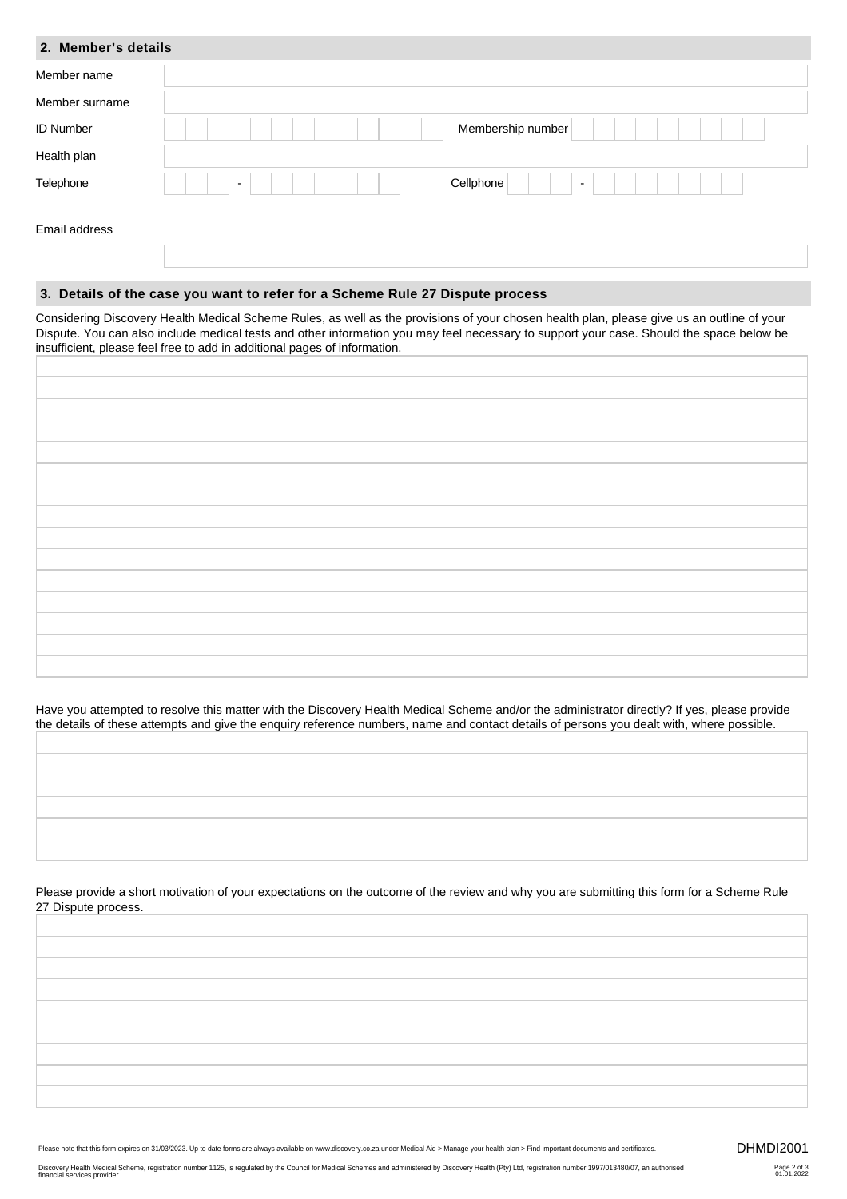## 2. Member's details

| | |
|---|---|
| Member name | |
| Member surname | |
| ID Number | |
| Membership number | |
| Health plan | |
| Telephone | - |
| Cellphone | - |
| Email address | |

## 3. Details of the case you want to refer for a Scheme Rule 27 Dispute process

Considering Discovery Health Medical Scheme Rules, as well as the provisions of your chosen health plan, please give us an outline of your Dispute. You can also include medical tests and other information you may feel necessary to support your case. Should the space below be insufficient, please feel free to add in additional pages of information.

Have you attempted to resolve this matter with the Discovery Health Medical Scheme and/or the administrator directly? If yes, please provide the details of these attempts and give the enquiry reference numbers, name and contact details of persons you dealt with, where possible.

Please provide a short motivation of your expectations on the outcome of the review and why you are submitting this form for a Scheme Rule 27 Dispute process.

Please note that this form expires on 31/03/2023. Up to date forms are always available on www.discovery.co.za under Medical Aid > Manage your health plan > Find important documents and certificates.

DHMDI2001

Discovery Health Medical Scheme, registration number 1125, is regulated by the Council for Medical Schemes and administered by Discovery Health (Pty) Ltd, registration number 1997/013480/07, an authorised financial services provider.

01.01.2022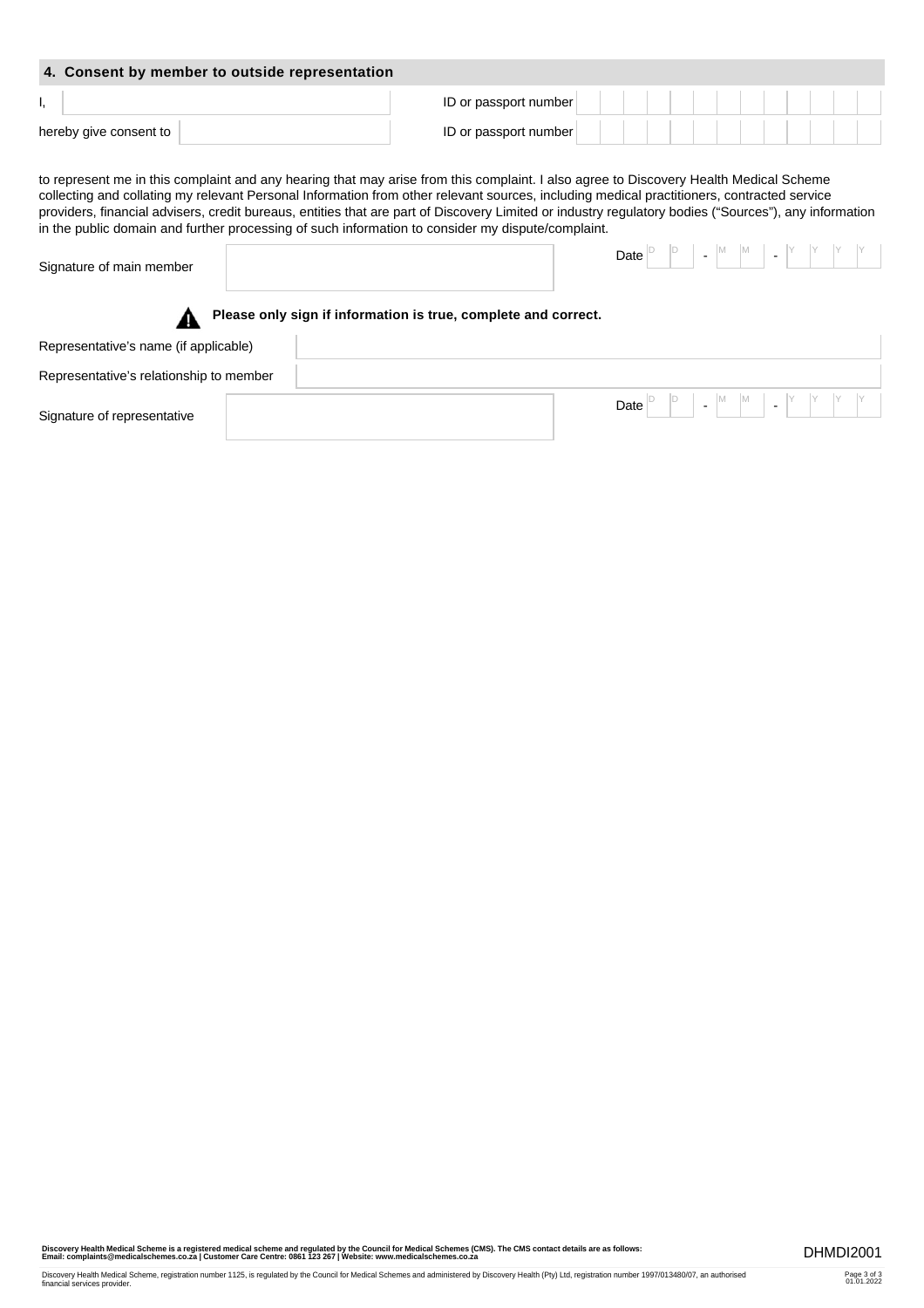## 4. Consent by member to outside representation

I, ______________________ ID or passport number ______________________

hereby give consent to ______________________ ID or passport number ______________________

to represent me in this complaint and any hearing that may arise from this complaint. I also agree to Discovery Health Medical Scheme collecting and collating my relevant Personal Information from other relevant sources, including medical practitioners, contracted service providers, financial advisers, credit bureaus, entities that are part of Discovery Limited or industry regulatory bodies ("Sources"), any information in the public domain and further processing of such information to consider my dispute/complaint.

Signature of main member ______________________ Date D D - M M - Y Y Y Y

**Please only sign if information is true, complete and correct.**

Representative's name (if applicable) ______________________

Representative's relationship to member ______________________

Signature of representative ______________________ Date D D - M M - Y Y Y Y

**Discovery Health Medical Scheme is a registered medical scheme and regulated by the Council for Medical Schemes (CMS). The CMS contact details are as follows:**
**Email: complaints@medicalschemes.co.za | Customer Care Centre: 0861 123 267 | Website: www.medicalschemes.co.za**

DHMDI2001

Discovery Health Medical Scheme, registration number 1125, is regulated by the Council for Medical Schemes and administered by Discovery Health (Pty) Ltd, registration number 1997/013480/07, an authorised financial services provider.

01.01.2022